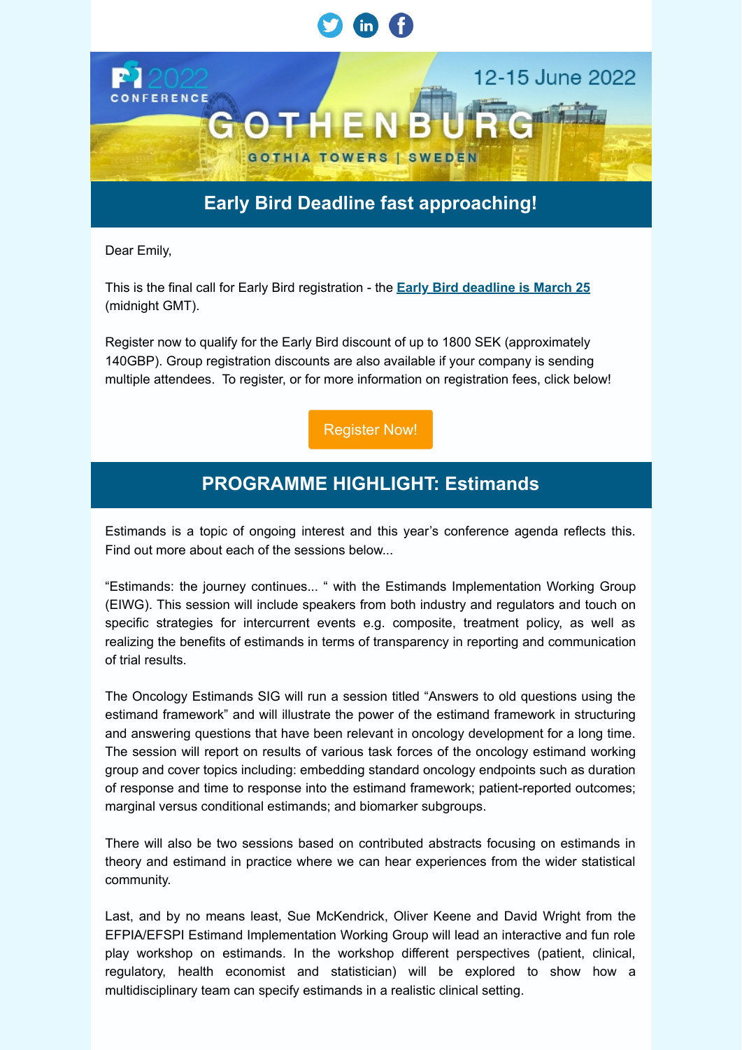PSI 2022 CONFERENCE

12-15 June 2022

# GOTHENBURG

GOTHIA TOWERS | SWEDEN

## Early Bird Deadline fast approaching!

Dear Emily,

This is the final call for Early Bird registration - the **Early Bird deadline is March 25** (midnight GMT).

Register now to qualify for the Early Bird discount of up to 1800 SEK (approximately 140GBP). Group registration discounts are also available if your company is sending multiple attendees. To register, or for more information on registration fees, click below!

Register Now!

## PROGRAMME HIGHLIGHT: Estimands

Estimands is a topic of ongoing interest and this year's conference agenda reflects this. Find out more about each of the sessions below...

"Estimands: the journey continues... " with the Estimands Implementation Working Group (EIWG). This session will include speakers from both industry and regulators and touch on specific strategies for intercurrent events e.g. composite, treatment policy, as well as realizing the benefits of estimands in terms of transparency in reporting and communication of trial results.

The Oncology Estimands SIG will run a session titled "Answers to old questions using the estimand framework" and will illustrate the power of the estimand framework in structuring and answering questions that have been relevant in oncology development for a long time. The session will report on results of various task forces of the oncology estimand working group and cover topics including: embedding standard oncology endpoints such as duration of response and time to response into the estimand framework; patient-reported outcomes; marginal versus conditional estimands; and biomarker subgroups.

There will also be two sessions based on contributed abstracts focusing on estimands in theory and estimand in practice where we can hear experiences from the wider statistical community.

Last, and by no means least, Sue McKendrick, Oliver Keene and David Wright from the EFPIA/EFSPI Estimand Implementation Working Group will lead an interactive and fun role play workshop on estimands. In the workshop different perspectives (patient, clinical, regulatory, health economist and statistician) will be explored to show how a multidisciplinary team can specify estimands in a realistic clinical setting.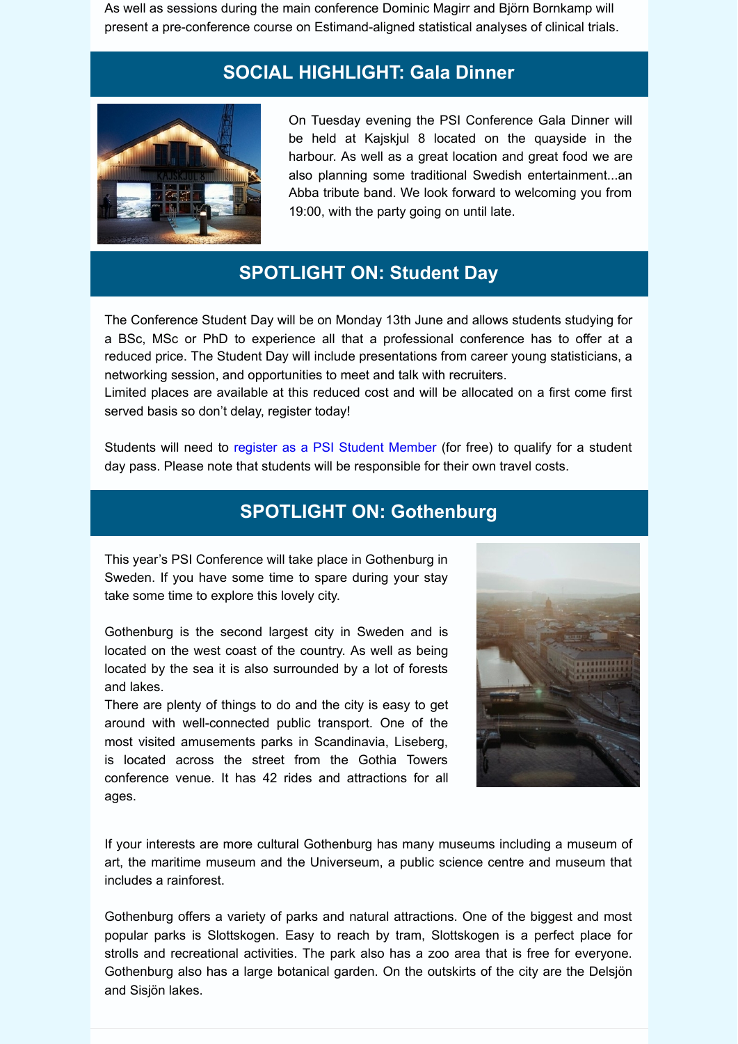As well as sessions during the main conference Dominic Magirr and Björn Bornkamp will present a pre-conference course on Estimand-aligned statistical analyses of clinical trials.

## SOCIAL HIGHLIGHT: Gala Dinner

On Tuesday evening the PSI Conference Gala Dinner will be held at Kajskjul 8 located on the quayside in the harbour. As well as a great location and great food we are also planning some traditional Swedish entertainment...an Abba tribute band. We look forward to welcoming you from 19:00, with the party going on until late.

## SPOTLIGHT ON: Student Day

The Conference Student Day will be on Monday 13th June and allows students studying for a BSc, MSc or PhD to experience all that a professional conference has to offer at a reduced price. The Student Day will include presentations from career young statisticians, a networking session, and opportunities to meet and talk with recruiters.
Limited places are available at this reduced cost and will be allocated on a first come first served basis so don't delay, register today!

Students will need to register as a PSI Student Member (for free) to qualify for a student day pass. Please note that students will be responsible for their own travel costs.

## SPOTLIGHT ON: Gothenburg

This year's PSI Conference will take place in Gothenburg in Sweden. If you have some time to spare during your stay take some time to explore this lovely city.

Gothenburg is the second largest city in Sweden and is located on the west coast of the country. As well as being located by the sea it is also surrounded by a lot of forests and lakes.
There are plenty of things to do and the city is easy to get around with well-connected public transport. One of the most visited amusements parks in Scandinavia, Liseberg, is located across the street from the Gothia Towers conference venue. It has 42 rides and attractions for all ages.

If your interests are more cultural Gothenburg has many museums including a museum of art, the maritime museum and the Universeum, a public science centre and museum that includes a rainforest.

Gothenburg offers a variety of parks and natural attractions. One of the biggest and most popular parks is Slottskogen. Easy to reach by tram, Slottskogen is a perfect place for strolls and recreational activities. The park also has a zoo area that is free for everyone. Gothenburg also has a large botanical garden. On the outskirts of the city are the Delsjön and Sisjön lakes.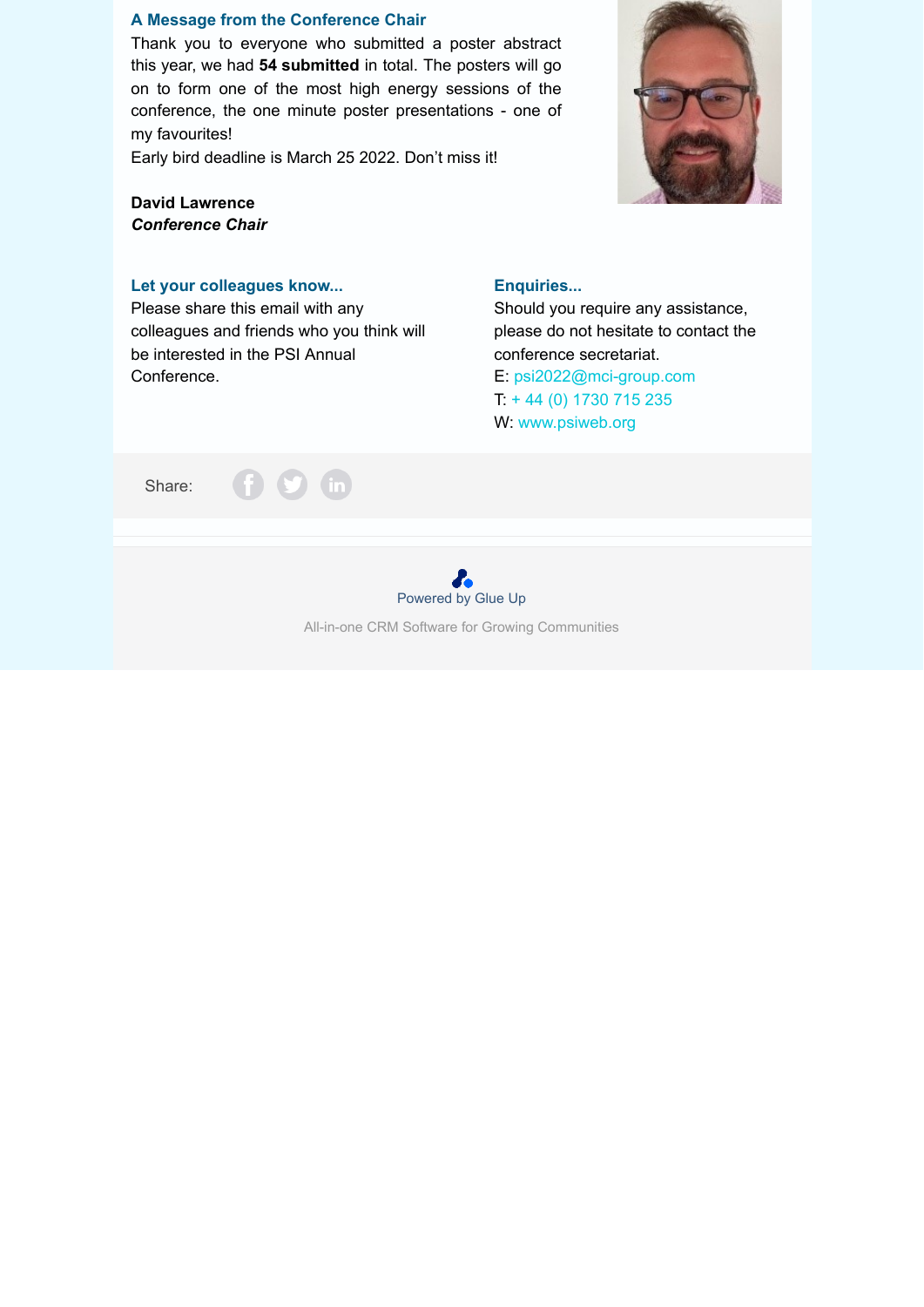### A Message from the Conference Chair

Thank you to everyone who submitted a poster abstract this year, we had **54 submitted** in total. The posters will go on to form one of the most high energy sessions of the conference, the one minute poster presentations - one of my favourites!

Early bird deadline is March 25 2022. Don't miss it!

**David Lawrence**
***Conference Chair***

### Let your colleagues know...

Please share this email with any colleagues and friends who you think will be interested in the PSI Annual Conference.

### Enquiries...

Should you require any assistance, please do not hesitate to contact the conference secretariat.

E: psi2022@mci-group.com
T: + 44 (0) 1730 715 235
W: www.psiweb.org

Share:

Powered by Glue Up

All-in-one CRM Software for Growing Communities